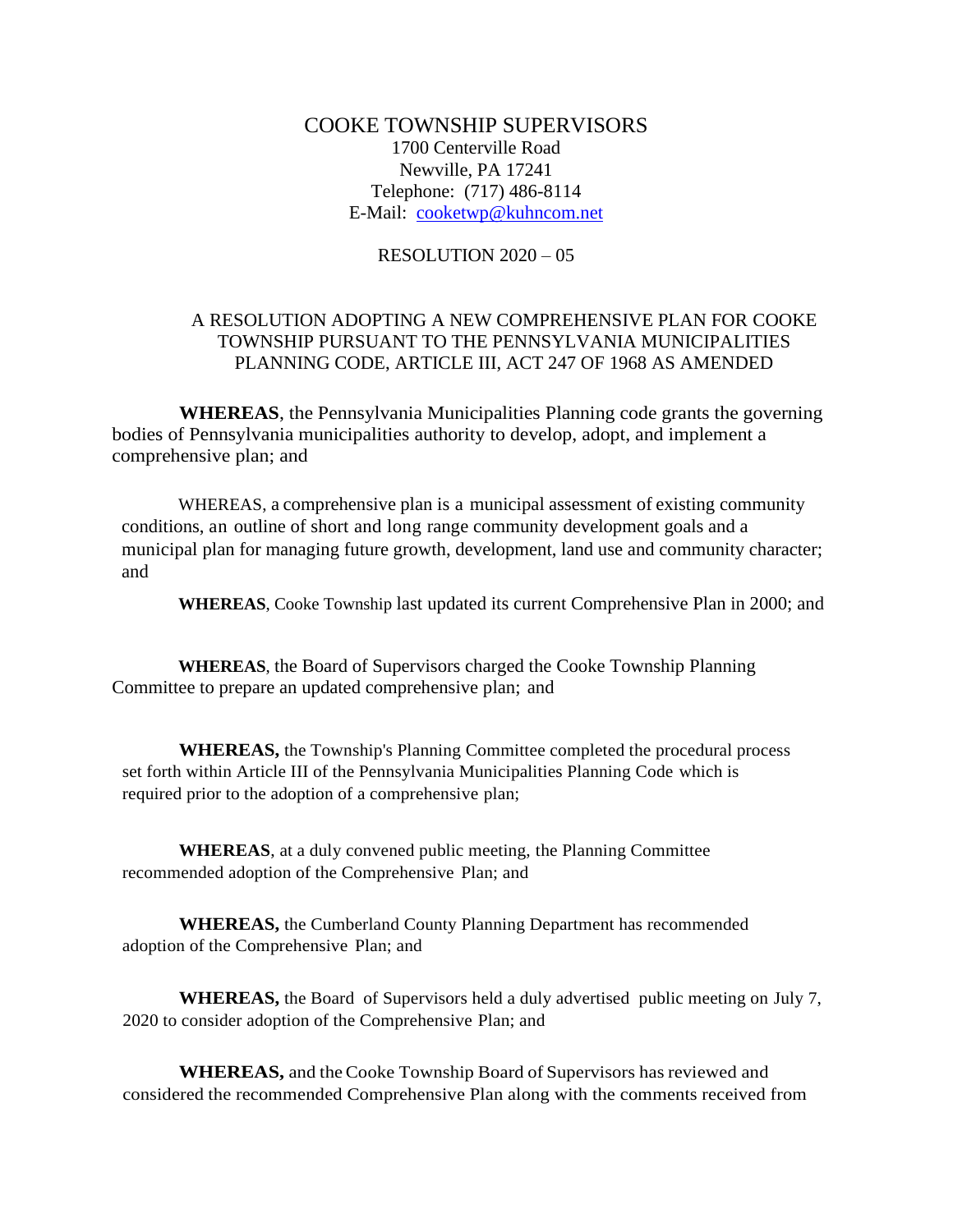# COOKE TOWNSHIP SUPERVISORS

1700 Centerville Road
Newville, PA 17241
Telephone: (717) 486-8114
E-Mail: cooketwp@kuhncom.net

RESOLUTION 2020 – 05

A RESOLUTION ADOPTING A NEW COMPREHENSIVE PLAN FOR COOKE TOWNSHIP PURSUANT TO THE PENNSYLVANIA MUNICIPALITIES PLANNING CODE, ARTICLE III, ACT 247 OF 1968 AS AMENDED

**WHEREAS**, the Pennsylvania Municipalities Planning code grants the governing bodies of Pennsylvania municipalities authority to develop, adopt, and implement a comprehensive plan; and

WHEREAS, a comprehensive plan is a municipal assessment of existing community conditions, an outline of short and long range community development goals and a municipal plan for managing future growth, development, land use and community character; and

**WHEREAS**, Cooke Township last updated its current Comprehensive Plan in 2000; and

**WHEREAS**, the Board of Supervisors charged the Cooke Township Planning Committee to prepare an updated comprehensive plan; and

**WHEREAS,** the Township's Planning Committee completed the procedural process set forth within Article III of the Pennsylvania Municipalities Planning Code which is required prior to the adoption of a comprehensive plan;

**WHEREAS**, at a duly convened public meeting, the Planning Committee recommended adoption of the Comprehensive Plan; and

**WHEREAS,** the Cumberland County Planning Department has recommended adoption of the Comprehensive Plan; and

**WHEREAS,** the Board of Supervisors held a duly advertised public meeting on July 7, 2020 to consider adoption of the Comprehensive Plan; and

**WHEREAS,** and the Cooke Township Board of Supervisors has reviewed and considered the recommended Comprehensive Plan along with the comments received from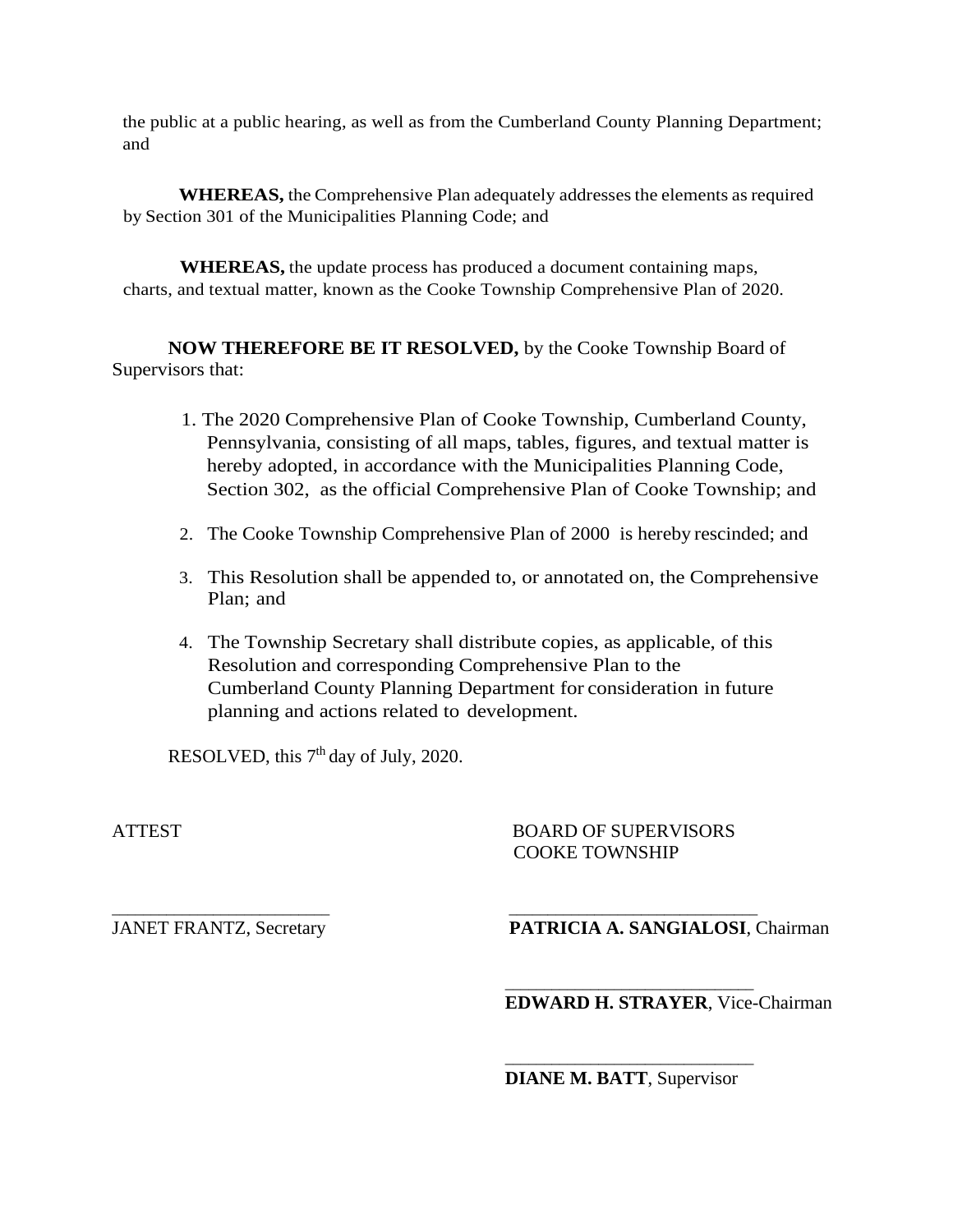the public at a public hearing, as well as from the Cumberland County Planning Department; and

**WHEREAS,** the Comprehensive Plan adequately addresses the elements as required by Section 301 of the Municipalities Planning Code; and

**WHEREAS,** the update process has produced a document containing maps, charts, and textual matter, known as the Cooke Township Comprehensive Plan of 2020.

**NOW THEREFORE BE IT RESOLVED,** by the Cooke Township Board of Supervisors that:

1. The 2020 Comprehensive Plan of Cooke Township, Cumberland County, Pennsylvania, consisting of all maps, tables, figures, and textual matter is hereby adopted, in accordance with the Municipalities Planning Code, Section 302, as the official Comprehensive Plan of Cooke Township; and
2. The Cooke Township Comprehensive Plan of 2000 is hereby rescinded; and
3. This Resolution shall be appended to, or annotated on, the Comprehensive Plan; and
4. The Township Secretary shall distribute copies, as applicable, of this Resolution and corresponding Comprehensive Plan to the Cumberland County Planning Department for consideration in future planning and actions related to development.

RESOLVED, this 7th day of July, 2020.

ATTEST

\_\_\_\_\_\_\_\_\_\_\_\_\_\_\_\_\_\_\_\_\_\_\_\_
JANET FRANTZ, Secretary

BOARD OF SUPERVISORS
COOKE TOWNSHIP

\_\_\_\_\_\_\_\_\_\_\_\_\_\_\_\_\_\_\_\_\_\_\_\_
**PATRICIA A. SANGIALOSI**, Chairman

\_\_\_\_\_\_\_\_\_\_\_\_\_\_\_\_\_\_\_\_\_\_\_\_
**EDWARD H. STRAYER**, Vice-Chairman

\_\_\_\_\_\_\_\_\_\_\_\_\_\_\_\_\_\_\_\_\_\_\_\_
**DIANE M. BATT**, Supervisor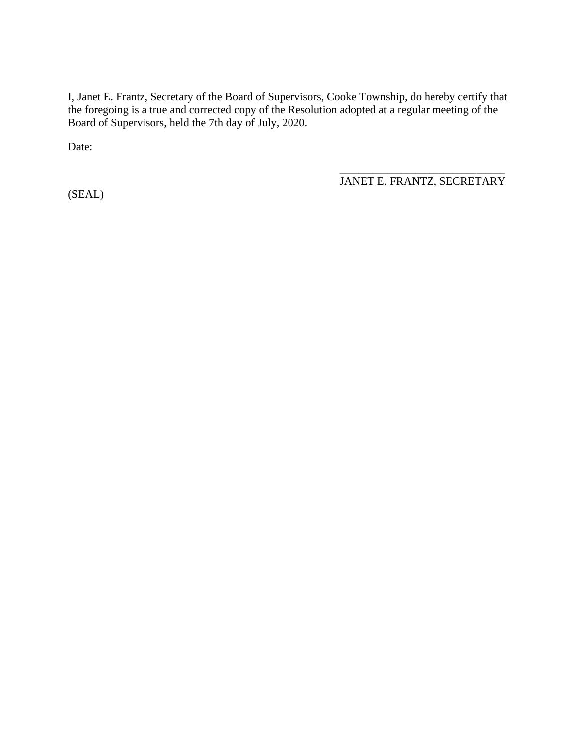I, Janet E. Frantz, Secretary of the Board of Supervisors, Cooke Township, do hereby certify that the foregoing is a true and corrected copy of the Resolution adopted at a regular meeting of the Board of Supervisors, held the 7th day of July, 2020.

Date:

______________________________
JANET E. FRANTZ, SECRETARY

(SEAL)